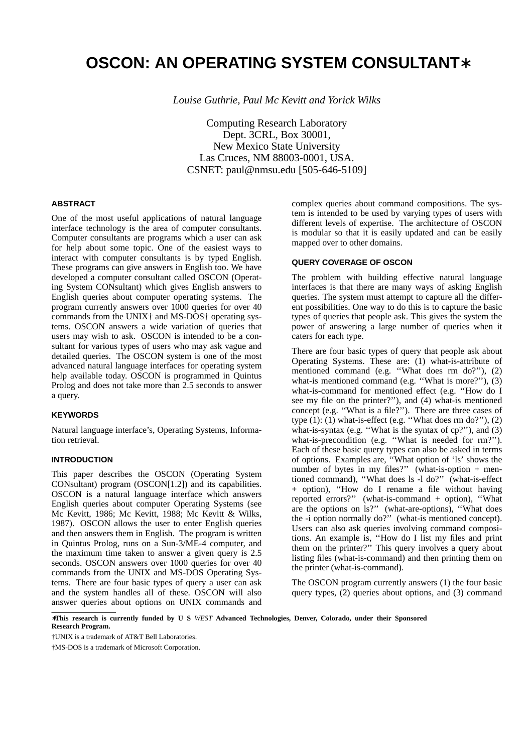# OSCON: AN OPERATING SYSTEM CONSULTANT∗

*Louise Guthrie, Paul Mc Kevitt and Yorick Wilks*

Computing Research Laboratory
Dept. 3CRL, Box 30001,
New Mexico State University
Las Cruces, NM 88003-0001, USA.
CSNET: paul@nmsu.edu [505-646-5109]

### ABSTRACT

One of the most useful applications of natural language interface technology is the area of computer consultants. Computer consultants are programs which a user can ask for help about some topic. One of the easiest ways to interact with computer consultants is by typed English. These programs can give answers in English too. We have developed a computer consultant called OSCON (Operating System CONsultant) which gives English answers to English queries about computer operating systems. The program currently answers over 1000 queries for over 40 commands from the UNIX† and MS-DOS† operating systems. OSCON answers a wide variation of queries that users may wish to ask. OSCON is intended to be a consultant for various types of users who may ask vague and detailed queries. The OSCON system is one of the most advanced natural language interfaces for operating system help available today. OSCON is programmed in Quintus Prolog and does not take more than 2.5 seconds to answer a query.

### KEYWORDS

Natural language interface's, Operating Systems, Information retrieval.

### INTRODUCTION

This paper describes the OSCON (Operating System CONsultant) program (OSCON[1.2]) and its capabilities. OSCON is a natural language interface which answers English queries about computer Operating Systems (see Mc Kevitt, 1986; Mc Kevitt, 1988; Mc Kevitt & Wilks, 1987). OSCON allows the user to enter English queries and then answers them in English. The program is written in Quintus Prolog, runs on a Sun-3/ME-4 computer, and the maximum time taken to answer a given query is 2.5 seconds. OSCON answers over 1000 queries for over 40 commands from the UNIX and MS-DOS Operating Systems. There are four basic types of query a user can ask and the system handles all of these. OSCON will also answer queries about options on UNIX commands and complex queries about command compositions. The system is intended to be used by varying types of users with different levels of expertise. The architecture of OSCON is modular so that it is easily updated and can be easily mapped over to other domains.

### QUERY COVERAGE OF OSCON

The problem with building effective natural language interfaces is that there are many ways of asking English queries. The system must attempt to capture all the different possibilities. One way to do this is to capture the basic types of queries that people ask. This gives the system the power of answering a large number of queries when it caters for each type.

There are four basic types of query that people ask about Operating Systems. These are: (1) what-is-attribute of mentioned command (e.g. ''What does rm do?''), (2) what-is mentioned command (e.g. ''What is more?''), (3) what-is-command for mentioned effect (e.g. ''How do I see my file on the printer?''), and (4) what-is mentioned concept (e.g. ''What is a file?''). There are three cases of type (1): (1) what-is-effect (e.g. ''What does rm do?''), (2) what-is-syntax (e.g. ''What is the syntax of cp?''), and (3) what-is-precondition (e.g. ''What is needed for rm?''). Each of these basic query types can also be asked in terms of options. Examples are, ''What option of 'ls' shows the number of bytes in my files?'' (what-is-option + mentioned command), ''What does ls -l do?'' (what-is-effect + option), ''How do I rename a file without having reported errors?'' (what-is-command + option), ''What are the options on ls?'' (what-are-options), ''What does the -i option normally do?'' (what-is mentioned concept). Users can also ask queries involving command compositions. An example is, ''How do I list my files and print them on the printer?'' This query involves a query about listing files (what-is-command) and then printing them on the printer (what-is-command).

The OSCON program currently answers (1) the four basic query types, (2) queries about options, and (3) command

---

∗**This research is currently funded by U S *WEST* Advanced Technologies, Denver, Colorado, under their Sponsored Research Program.**

†UNIX is a trademark of AT&T Bell Laboratories.

†MS-DOS is a trademark of Microsoft Corporation.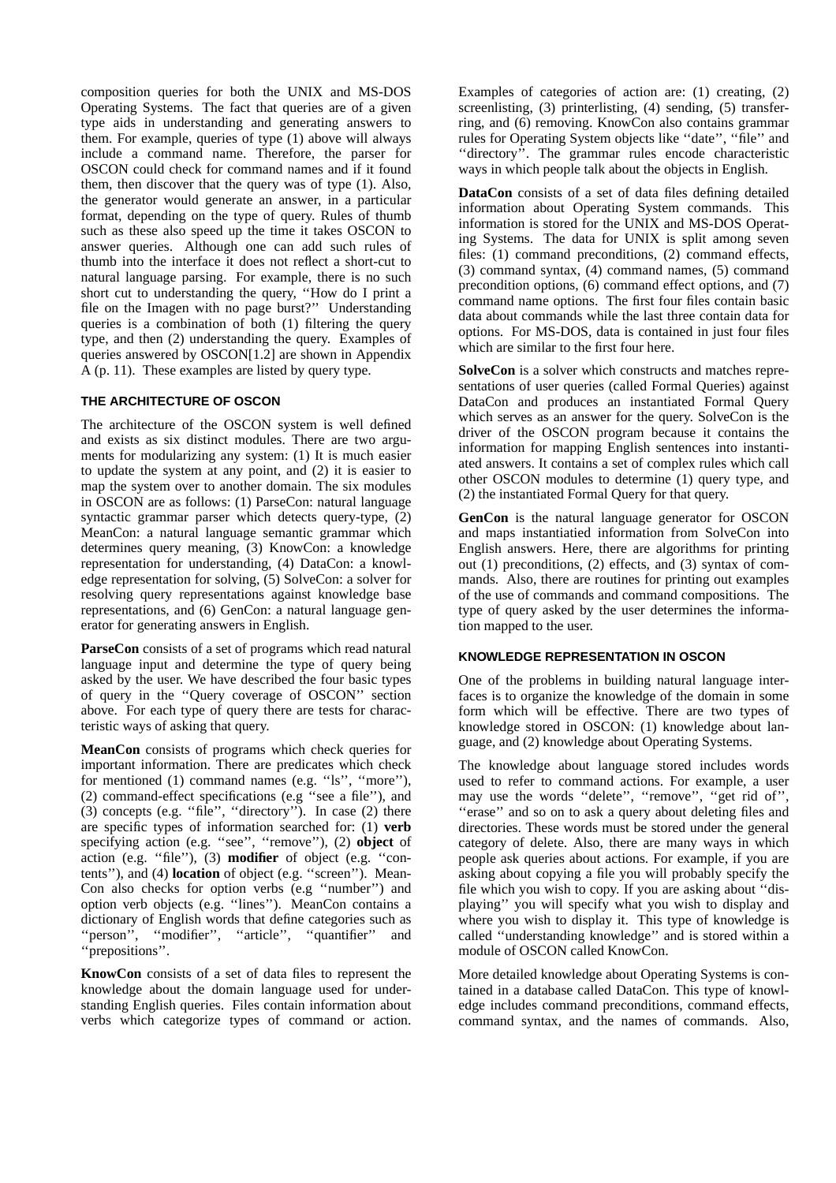composition queries for both the UNIX and MS-DOS Operating Systems. The fact that queries are of a given type aids in understanding and generating answers to them. For example, queries of type (1) above will always include a command name. Therefore, the parser for OSCON could check for command names and if it found them, then discover that the query was of type (1). Also, the generator would generate an answer, in a particular format, depending on the type of query. Rules of thumb such as these also speed up the time it takes OSCON to answer queries. Although one can add such rules of thumb into the interface it does not reflect a short-cut to natural language parsing. For example, there is no such short cut to understanding the query, ''How do I print a file on the Imagen with no page burst?'' Understanding queries is a combination of both (1) filtering the query type, and then (2) understanding the query. Examples of queries answered by OSCON[1.2] are shown in Appendix A (p. 11). These examples are listed by query type.

## THE ARCHITECTURE OF OSCON

The architecture of the OSCON system is well defined and exists as six distinct modules. There are two arguments for modularizing any system: (1) It is much easier to update the system at any point, and (2) it is easier to map the system over to another domain. The six modules in OSCON are as follows: (1) ParseCon: natural language syntactic grammar parser which detects query-type, (2) MeanCon: a natural language semantic grammar which determines query meaning, (3) KnowCon: a knowledge representation for understanding, (4) DataCon: a knowledge representation for solving, (5) SolveCon: a solver for resolving query representations against knowledge base representations, and (6) GenCon: a natural language generator for generating answers in English.

**ParseCon** consists of a set of programs which read natural language input and determine the type of query being asked by the user. We have described the four basic types of query in the ''Query coverage of OSCON'' section above. For each type of query there are tests for characteristic ways of asking that query.

**MeanCon** consists of programs which check queries for important information. There are predicates which check for mentioned (1) command names (e.g. ''ls'', ''more''), (2) command-effect specifications (e.g ''see a file''), and (3) concepts (e.g. ''file'', ''directory''). In case (2) there are specific types of information searched for: (1) **verb** specifying action (e.g. ''see'', ''remove''), (2) **object** of action (e.g. ''file''), (3) **modifier** of object (e.g. ''contents''), and (4) **location** of object (e.g. ''screen''). MeanCon also checks for option verbs (e.g ''number'') and option verb objects (e.g. ''lines''). MeanCon contains a dictionary of English words that define categories such as ''person'', ''modifier'', ''article'', ''quantifier'' and ''prepositions''.

**KnowCon** consists of a set of data files to represent the knowledge about the domain language used for understanding English queries. Files contain information about verbs which categorize types of command or action. Examples of categories of action are: (1) creating, (2) screenlisting, (3) printerlisting, (4) sending, (5) transferring, and (6) removing. KnowCon also contains grammar rules for Operating System objects like ''date'', ''file'' and ''directory''. The grammar rules encode characteristic ways in which people talk about the objects in English.

**DataCon** consists of a set of data files defining detailed information about Operating System commands. This information is stored for the UNIX and MS-DOS Operating Systems. The data for UNIX is split among seven files: (1) command preconditions, (2) command effects, (3) command syntax, (4) command names, (5) command precondition options, (6) command effect options, and (7) command name options. The first four files contain basic data about commands while the last three contain data for options. For MS-DOS, data is contained in just four files which are similar to the first four here.

**SolveCon** is a solver which constructs and matches representations of user queries (called Formal Queries) against DataCon and produces an instantiated Formal Query which serves as an answer for the query. SolveCon is the driver of the OSCON program because it contains the information for mapping English sentences into instantiated answers. It contains a set of complex rules which call other OSCON modules to determine (1) query type, and (2) the instantiated Formal Query for that query.

**GenCon** is the natural language generator for OSCON and maps instantiatied information from SolveCon into English answers. Here, there are algorithms for printing out (1) preconditions, (2) effects, and (3) syntax of commands. Also, there are routines for printing out examples of the use of commands and command compositions. The type of query asked by the user determines the information mapped to the user.

## KNOWLEDGE REPRESENTATION IN OSCON

One of the problems in building natural language interfaces is to organize the knowledge of the domain in some form which will be effective. There are two types of knowledge stored in OSCON: (1) knowledge about language, and (2) knowledge about Operating Systems.

The knowledge about language stored includes words used to refer to command actions. For example, a user may use the words ''delete'', ''remove'', ''get rid of'', ''erase'' and so on to ask a query about deleting files and directories. These words must be stored under the general category of delete. Also, there are many ways in which people ask queries about actions. For example, if you are asking about copying a file you will probably specify the file which you wish to copy. If you are asking about ''displaying'' you will specify what you wish to display and where you wish to display it. This type of knowledge is called ''understanding knowledge'' and is stored within a module of OSCON called KnowCon.

More detailed knowledge about Operating Systems is contained in a database called DataCon. This type of knowledge includes command preconditions, command effects, command syntax, and the names of commands. Also,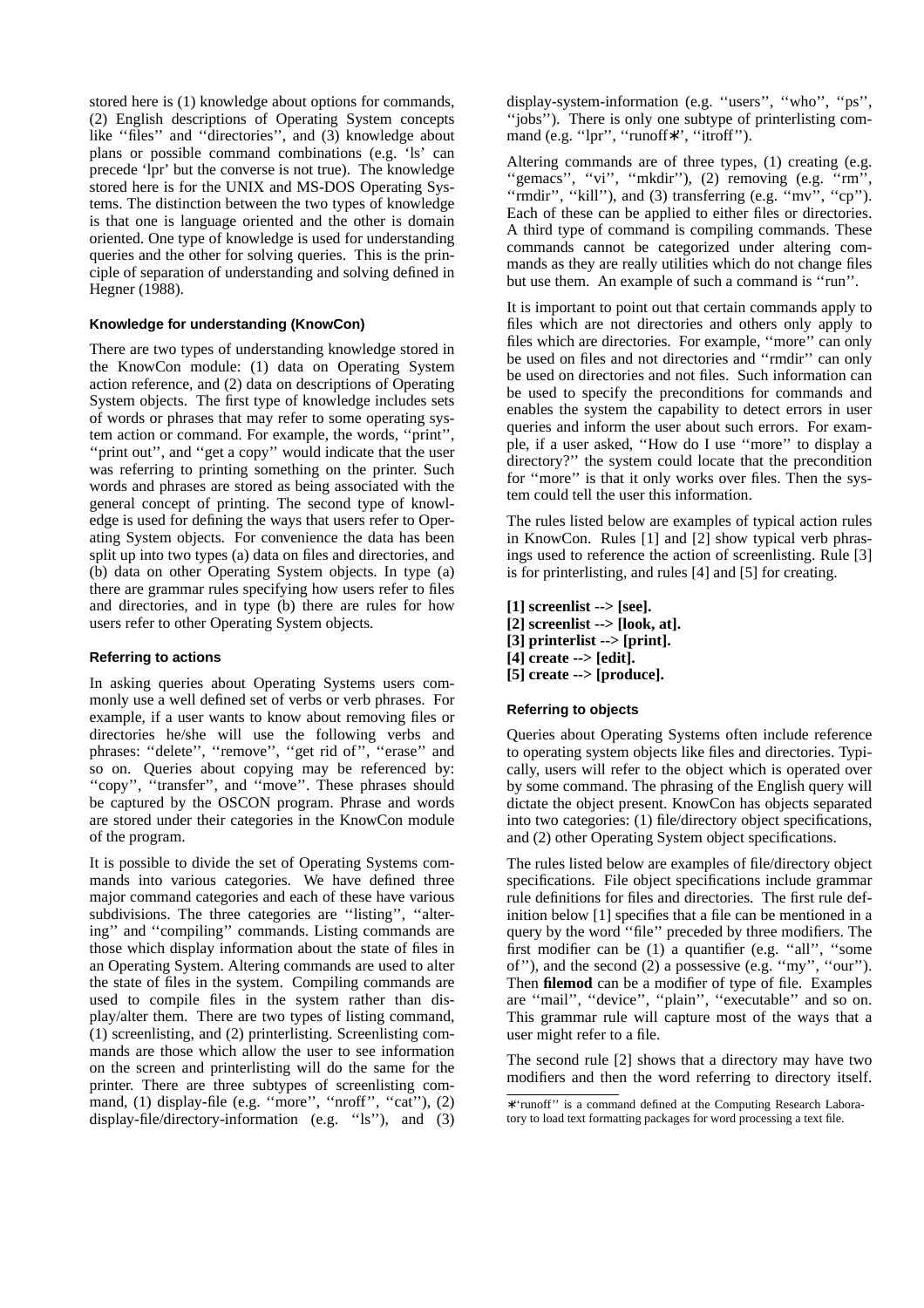stored here is (1) knowledge about options for commands, (2) English descriptions of Operating System concepts like ''files'' and ''directories'', and (3) knowledge about plans or possible command combinations (e.g. 'ls' can precede 'lpr' but the converse is not true). The knowledge stored here is for the UNIX and MS-DOS Operating Systems. The distinction between the two types of knowledge is that one is language oriented and the other is domain oriented. One type of knowledge is used for understanding queries and the other for solving queries. This is the principle of separation of understanding and solving defined in Hegner (1988).

#### Knowledge for understanding (KnowCon)

There are two types of understanding knowledge stored in the KnowCon module: (1) data on Operating System action reference, and (2) data on descriptions of Operating System objects. The first type of knowledge includes sets of words or phrases that may refer to some operating system action or command. For example, the words, ''print'', ''print out'', and ''get a copy'' would indicate that the user was referring to printing something on the printer. Such words and phrases are stored as being associated with the general concept of printing. The second type of knowledge is used for defining the ways that users refer to Operating System objects. For convenience the data has been split up into two types (a) data on files and directories, and (b) data on other Operating System objects. In type (a) there are grammar rules specifying how users refer to files and directories, and in type (b) there are rules for how users refer to other Operating System objects.

#### Referring to actions

In asking queries about Operating Systems users commonly use a well defined set of verbs or verb phrases. For example, if a user wants to know about removing files or directories he/she will use the following verbs and phrases: ''delete'', ''remove'', ''get rid of'', ''erase'' and so on. Queries about copying may be referenced by: ''copy'', ''transfer'', and ''move''. These phrases should be captured by the OSCON program. Phrase and words are stored under their categories in the KnowCon module of the program.

It is possible to divide the set of Operating Systems commands into various categories. We have defined three major command categories and each of these have various subdivisions. The three categories are ''listing'', ''altering'' and ''compiling'' commands. Listing commands are those which display information about the state of files in an Operating System. Altering commands are used to alter the state of files in the system. Compiling commands are used to compile files in the system rather than display/alter them. There are two types of listing command, (1) screenlisting, and (2) printerlisting. Screenlisting commands are those which allow the user to see information on the screen and printerlisting will do the same for the printer. There are three subtypes of screenlisting command, (1) display-file (e.g. ''more'', ''nroff'', ''cat''), (2) display-file/directory-information (e.g. ''ls''), and (3) display-system-information (e.g. ''users'', ''who'', ''ps'', ''jobs''). There is only one subtype of printerlisting command (e.g. ''lpr'', ''runoff*'', ''itroff'').

Altering commands are of three types, (1) creating (e.g. ''gemacs'', ''vi'', ''mkdir''), (2) removing (e.g. ''rm'', ''rmdir'', ''kill''), and (3) transferring (e.g. ''mv'', ''cp''). Each of these can be applied to either files or directories. A third type of command is compiling commands. These commands cannot be categorized under altering commands as they are really utilities which do not change files but use them. An example of such a command is ''run''.

It is important to point out that certain commands apply to files which are not directories and others only apply to files which are directories. For example, ''more'' can only be used on files and not directories and ''rmdir'' can only be used on directories and not files. Such information can be used to specify the preconditions for commands and enables the system the capability to detect errors in user queries and inform the user about such errors. For example, if a user asked, ''How do I use ''more'' to display a directory?'' the system could locate that the precondition for ''more'' is that it only works over files. Then the system could tell the user this information.

The rules listed below are examples of typical action rules in KnowCon. Rules [1] and [2] show typical verb phrasings used to reference the action of screenlisting. Rule [3] is for printerlisting, and rules [4] and [5] for creating.

**[1] screenlist --> [see].**
**[2] screenlist --> [look, at].**
**[3] printerlist --> [print].**
**[4] create --> [edit].**
**[5] create --> [produce].**

#### Referring to objects

Queries about Operating Systems often include reference to operating system objects like files and directories. Typically, users will refer to the object which is operated over by some command. The phrasing of the English query will dictate the object present. KnowCon has objects separated into two categories: (1) file/directory object specifications, and (2) other Operating System object specifications.

The rules listed below are examples of file/directory object specifications. File object specifications include grammar rule definitions for files and directories. The first rule definition below [1] specifies that a file can be mentioned in a query by the word ''file'' preceded by three modifiers. The first modifier can be (1) a quantifier (e.g. ''all'', ''some of''), and the second (2) a possessive (e.g. ''my'', ''our''). Then **filemod** can be a modifier of type of file. Examples are ''mail'', ''device'', ''plain'', ''executable'' and so on. This grammar rule will capture most of the ways that a user might refer to a file.

The second rule [2] shows that a directory may have two modifiers and then the word referring to directory itself.

*''runoff'' is a command defined at the Computing Research Laboratory to load text formatting packages for word processing a text file.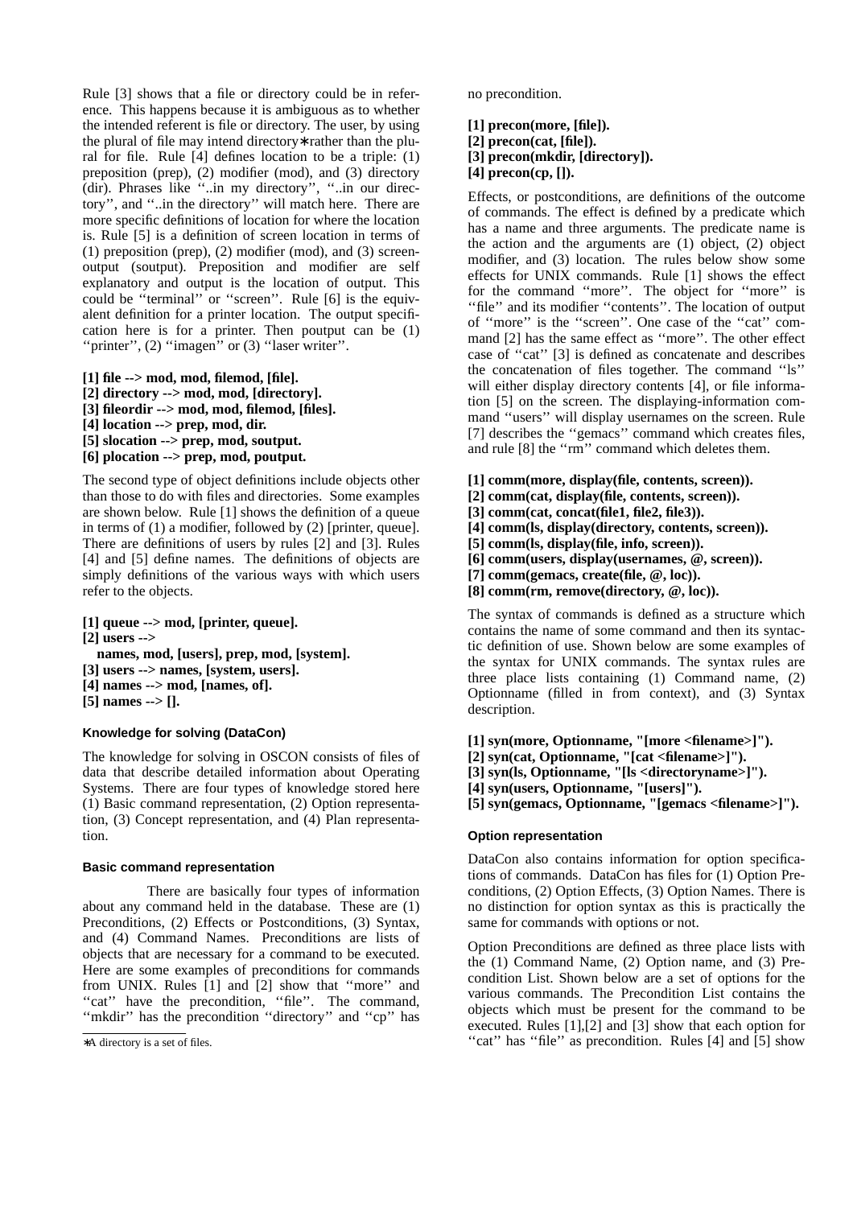Rule [3] shows that a file or directory could be in reference. This happens because it is ambiguous as to whether the intended referent is file or directory. The user, by using the plural of file may intend directory∗ rather than the plural for file. Rule [4] defines location to be a triple: (1) preposition (prep), (2) modifier (mod), and (3) directory (dir). Phrases like ''..in my directory'', ''..in our directory'', and ''..in the directory'' will match here. There are more specific definitions of location for where the location is. Rule [5] is a definition of screen location in terms of (1) preposition (prep), (2) modifier (mod), and (3) screenoutput (soutput). Preposition and modifier are self explanatory and output is the location of output. This could be ''terminal'' or ''screen''. Rule [6] is the equivalent definition for a printer location. The output specification here is for a printer. Then poutput can be (1) ''printer'', (2) ''imagen'' or (3) ''laser writer''.

**[1] file --> mod, mod, filemod, [file].**
**[2] directory --> mod, mod, [directory].**
**[3] fileordir --> mod, mod, filemod, [files].**
**[4] location --> prep, mod, dir.**
**[5] slocation --> prep, mod, soutput.**
**[6] plocation --> prep, mod, poutput.**

The second type of object definitions include objects other than those to do with files and directories. Some examples are shown below. Rule [1] shows the definition of a queue in terms of (1) a modifier, followed by (2) [printer, queue]. There are definitions of users by rules [2] and [3]. Rules [4] and [5] define names. The definitions of objects are simply definitions of the various ways with which users refer to the objects.

**[1] queue --> mod, [printer, queue].**
**[2] users -->**
**names, mod, [users], prep, mod, [system].**
**[3] users --> names, [system, users].**
**[4] names --> mod, [names, of].**
**[5] names --> [].**

### Knowledge for solving (DataCon)

The knowledge for solving in OSCON consists of files of data that describe detailed information about Operating Systems. There are four types of knowledge stored here (1) Basic command representation, (2) Option representation, (3) Concept representation, and (4) Plan representation.

### Basic command representation

There are basically four types of information about any command held in the database. These are (1) Preconditions, (2) Effects or Postconditions, (3) Syntax, and (4) Command Names. Preconditions are lists of objects that are necessary for a command to be executed. Here are some examples of preconditions for commands from UNIX. Rules [1] and [2] show that ''more'' and ''cat'' have the precondition, ''file''. The command, ''mkdir'' has the precondition ''directory'' and ''cp'' has no precondition.

**[1] precon(more, [file]).**
**[2] precon(cat, [file]).**
**[3] precon(mkdir, [directory]).**
**[4] precon(cp, []).**

Effects, or postconditions, are definitions of the outcome of commands. The effect is defined by a predicate which has a name and three arguments. The predicate name is the action and the arguments are (1) object, (2) object modifier, and (3) location. The rules below show some effects for UNIX commands. Rule [1] shows the effect for the command ''more''. The object for ''more'' is ''file'' and its modifier ''contents''. The location of output of ''more'' is the ''screen''. One case of the ''cat'' command [2] has the same effect as ''more''. The other effect case of ''cat'' [3] is defined as concatenate and describes the concatenation of files together. The command ''ls'' will either display directory contents [4], or file information [5] on the screen. The displaying-information command ''users'' will display usernames on the screen. Rule [7] describes the ''gemacs'' command which creates files, and rule [8] the ''rm'' command which deletes them.

**[1] comm(more, display(file, contents, screen)).**
**[2] comm(cat, display(file, contents, screen)).**
**[3] comm(cat, concat(file1, file2, file3)).**
**[4] comm(ls, display(directory, contents, screen)).**
**[5] comm(ls, display(file, info, screen)).**
**[6] comm(users, display(usernames, @, screen)).**
**[7] comm(gemacs, create(file, @, loc)).**
**[8] comm(rm, remove(directory, @, loc)).**

The syntax of commands is defined as a structure which contains the name of some command and then its syntactic definition of use. Shown below are some examples of the syntax for UNIX commands. The syntax rules are three place lists containing (1) Command name, (2) Optionname (filled in from context), and (3) Syntax description.

**[1] syn(more, Optionname, "[more <filename>]").**
**[2] syn(cat, Optionname, "[cat <filename>]").**
**[3] syn(ls, Optionname, "[ls <directoryname>]").**
**[4] syn(users, Optionname, "[users]").**
**[5] syn(gemacs, Optionname, "[gemacs <filename>]").**

### Option representation

DataCon also contains information for option specifications of commands. DataCon has files for (1) Option Preconditions, (2) Option Effects, (3) Option Names. There is no distinction for option syntax as this is practically the same for commands with options or not.

Option Preconditions are defined as three place lists with the (1) Command Name, (2) Option name, and (3) Precondition List. Shown below are a set of options for the various commands. The Precondition List contains the objects which must be present for the command to be executed. Rules [1],[2] and [3] show that each option for ''cat'' has ''file'' as precondition. Rules [4] and [5] show

∗A directory is a set of files.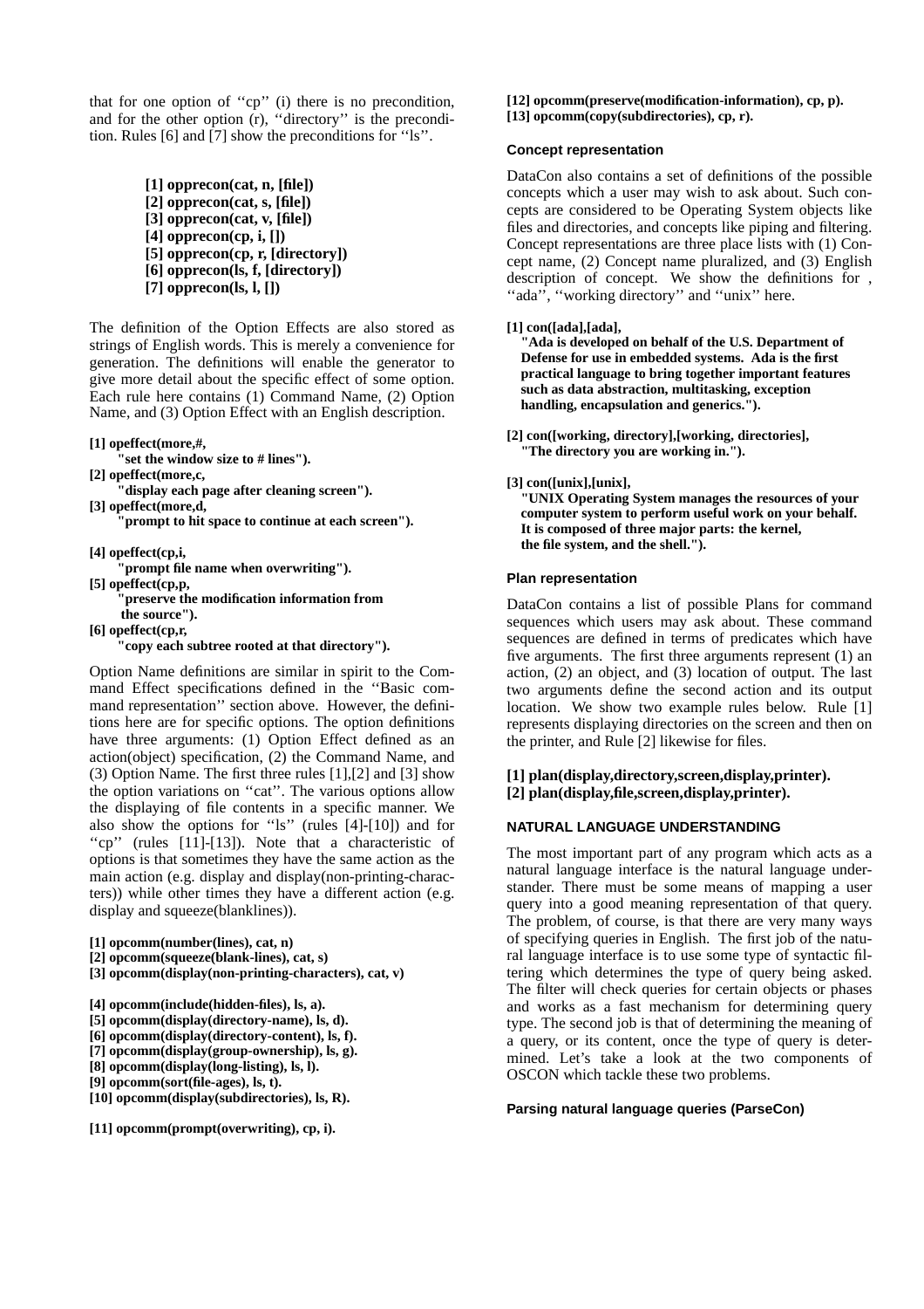that for one option of ''cp'' (i) there is no precondition, and for the other option (r), ''directory'' is the precondition. Rules [6] and [7] show the preconditions for ''ls''.

```
[1] opprecon(cat, n, [file])
[2] opprecon(cat, s, [file])
[3] opprecon(cat, v, [file])
[4] opprecon(cp, i, [])
[5] opprecon(cp, r, [directory])
[6] opprecon(ls, f, [directory])
[7] opprecon(ls, l, [])
```

The definition of the Option Effects are also stored as strings of English words. This is merely a convenience for generation. The definitions will enable the generator to give more detail about the specific effect of some option. Each rule here contains (1) Command Name, (2) Option Name, and (3) Option Effect with an English description.

```
[1] opeffect(more,#,
      "set the window size to # lines").
[2] opeffect(more,c,
      "display each page after cleaning screen").
[3] opeffect(more,d,
      "prompt to hit space to continue at each screen").

[4] opeffect(cp,i,
      "prompt file name when overwriting").
[5] opeffect(cp,p,
      "preserve the modification information from
       the source").
[6] opeffect(cp,r,
      "copy each subtree rooted at that directory").
```

Option Name definitions are similar in spirit to the Command Effect specifications defined in the ''Basic command representation'' section above. However, the definitions here are for specific options. The option definitions have three arguments: (1) Option Effect defined as an action(object) specification, (2) the Command Name, and (3) Option Name. The first three rules [1],[2] and [3] show the option variations on ''cat''. The various options allow the displaying of file contents in a specific manner. We also show the options for ''ls'' (rules [4]-[10]) and for ''cp'' (rules [11]-[13]). Note that a characteristic of options is that sometimes they have the same action as the main action (e.g. display and display(non-printing-characters)) while other times they have a different action (e.g. display and squeeze(blanklines)).

```
[1] opcomm(number(lines), cat, n)
[2] opcomm(squeeze(blank-lines), cat, s)
[3] opcomm(display(non-printing-characters), cat, v)

[4] opcomm(include(hidden-files), ls, a).
[5] opcomm(display(directory-name), ls, d).
[6] opcomm(display(directory-content), ls, f).
[7] opcomm(display(group-ownership), ls, g).
[8] opcomm(display(long-listing), ls, l).
[9] opcomm(sort(file-ages), ls, t).
[10] opcomm(display(subdirectories), ls, R).

[11] opcomm(prompt(overwriting), cp, i).
[12] opcomm(preserve(modification-information), cp, p).
[13] opcomm(copy(subdirectories), cp, r).
```

#### Concept representation

DataCon also contains a set of definitions of the possible concepts which a user may wish to ask about. Such concepts are considered to be Operating System objects like files and directories, and concepts like piping and filtering. Concept representations are three place lists with (1) Concept name, (2) Concept name pluralized, and (3) English description of concept. We show the definitions for , ''ada'', ''working directory'' and ''unix'' here.

```
[1] con([ada],[ada],
   "Ada is developed on behalf of the U.S. Department of
   Defense for use in embedded systems. Ada is the first
   practical language to bring together important features
   such as data abstraction, multitasking, exception
   handling, encapsulation and generics.").

[2] con([working, directory],[working, directories],
   "The directory you are working in.").

[3] con([unix],[unix],
   "UNIX Operating System manages the resources of your
   computer system to perform useful work on your behalf.
   It is composed of three major parts: the kernel,
   the file system, and the shell.").
```

#### Plan representation

DataCon contains a list of possible Plans for command sequences which users may ask about. These command sequences are defined in terms of predicates which have five arguments. The first three arguments represent (1) an action, (2) an object, and (3) location of output. The last two arguments define the second action and its output location. We show two example rules below. Rule [1] represents displaying directories on the screen and then on the printer, and Rule [2] likewise for files.

```
[1] plan(display,directory,screen,display,printer).
[2] plan(display,file,screen,display,printer).
```

### NATURAL LANGUAGE UNDERSTANDING

The most important part of any program which acts as a natural language interface is the natural language understander. There must be some means of mapping a user query into a good meaning representation of that query. The problem, of course, is that there are very many ways of specifying queries in English. The first job of the natural language interface is to use some type of syntactic filtering which determines the type of query being asked. The filter will check queries for certain objects or phases and works as a fast mechanism for determining query type. The second job is that of determining the meaning of a query, or its content, once the type of query is determined. Let's take a look at the two components of OSCON which tackle these two problems.

#### Parsing natural language queries (ParseCon)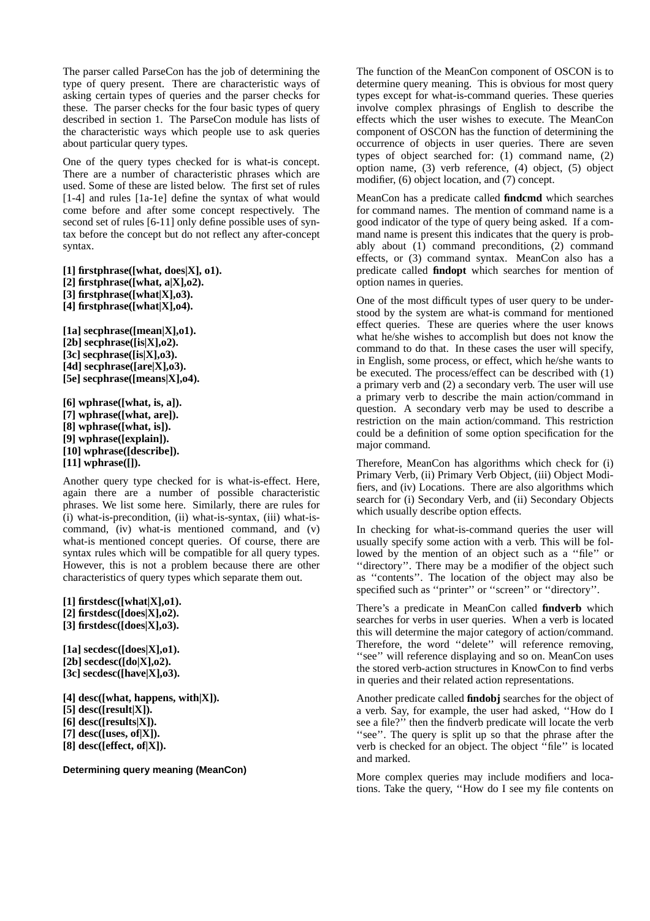The parser called ParseCon has the job of determining the type of query present. There are characteristic ways of asking certain types of queries and the parser checks for these. The parser checks for the four basic types of query described in section 1. The ParseCon module has lists of the characteristic ways which people use to ask queries about particular query types.

One of the query types checked for is what-is concept. There are a number of characteristic phrases which are used. Some of these are listed below. The first set of rules [1-4] and rules [1a-1e] define the syntax of what would come before and after some concept respectively. The second set of rules [6-11] only define possible uses of syntax before the concept but do not reflect any after-concept syntax.

**[1] firstphrase([what, does|X], o1).**
**[2] firstphrase([what, a|X],o2).**
**[3] firstphrase([what|X],o3).**
**[4] firstphrase([what|X],o4).**

**[1a] secphrase([mean|X],o1).**
**[2b] secphrase([is|X],o2).**
**[3c] secphrase([is|X],o3).**
**[4d] secphrase([are|X],o3).**
**[5e] secphrase([means|X],o4).**

**[6] wphrase([what, is, a]).**
**[7] wphrase([what, are]).**
**[8] wphrase([what, is]).**
**[9] wphrase([explain]).**
**[10] wphrase([describe]).**
**[11] wphrase([]).**

Another query type checked for is what-is-effect. Here, again there are a number of possible characteristic phrases. We list some here. Similarly, there are rules for (i) what-is-precondition, (ii) what-is-syntax, (iii) what-is-command, (iv) what-is mentioned command, and (v) what-is mentioned concept queries. Of course, there are syntax rules which will be compatible for all query types. However, this is not a problem because there are other characteristics of query types which separate them out.

**[1] firstdesc([what|X],o1).**
**[2] firstdesc([does|X],o2).**
**[3] firstdesc([does|X],o3).**

**[1a] secdesc([does|X],o1).**
**[2b] secdesc([do|X],o2).**
**[3c] secdesc([have|X],o3).**

**[4] desc([what, happens, with|X]).**
**[5] desc([result|X]).**
**[6] desc([results|X]).**
**[7] desc([uses, of|X]).**
**[8] desc([effect, of|X]).**

### Determining query meaning (MeanCon)

The function of the MeanCon component of OSCON is to determine query meaning. This is obvious for most query types except for what-is-command queries. These queries involve complex phrasings of English to describe the effects which the user wishes to execute. The MeanCon component of OSCON has the function of determining the occurrence of objects in user queries. There are seven types of object searched for: (1) command name, (2) option name, (3) verb reference, (4) object, (5) object modifier, (6) object location, and (7) concept.

MeanCon has a predicate called **findcmd** which searches for command names. The mention of command name is a good indicator of the type of query being asked. If a command name is present this indicates that the query is probably about (1) command preconditions, (2) command effects, or (3) command syntax. MeanCon also has a predicate called **findopt** which searches for mention of option names in queries.

One of the most difficult types of user query to be understood by the system are what-is command for mentioned effect queries. These are queries where the user knows what he/she wishes to accomplish but does not know the command to do that. In these cases the user will specify, in English, some process, or effect, which he/she wants to be executed. The process/effect can be described with (1) a primary verb and (2) a secondary verb. The user will use a primary verb to describe the main action/command in question. A secondary verb may be used to describe a restriction on the main action/command. This restriction could be a definition of some option specification for the major command.

Therefore, MeanCon has algorithms which check for (i) Primary Verb, (ii) Primary Verb Object, (iii) Object Modifiers, and (iv) Locations. There are also algorithms which search for (i) Secondary Verb, and (ii) Secondary Objects which usually describe option effects.

In checking for what-is-command queries the user will usually specify some action with a verb. This will be followed by the mention of an object such as a ''file'' or ''directory''. There may be a modifier of the object such as ''contents''. The location of the object may also be specified such as ''printer'' or ''screen'' or ''directory''.

There's a predicate in MeanCon called **findverb** which searches for verbs in user queries. When a verb is located this will determine the major category of action/command. Therefore, the word ''delete'' will reference removing, ''see'' will reference displaying and so on. MeanCon uses the stored verb-action structures in KnowCon to find verbs in queries and their related action representations.

Another predicate called **findobj** searches for the object of a verb. Say, for example, the user had asked, ''How do I see a file?'' then the findverb predicate will locate the verb ''see''. The query is split up so that the phrase after the verb is checked for an object. The object ''file'' is located and marked.

More complex queries may include modifiers and locations. Take the query, ''How do I see my file contents on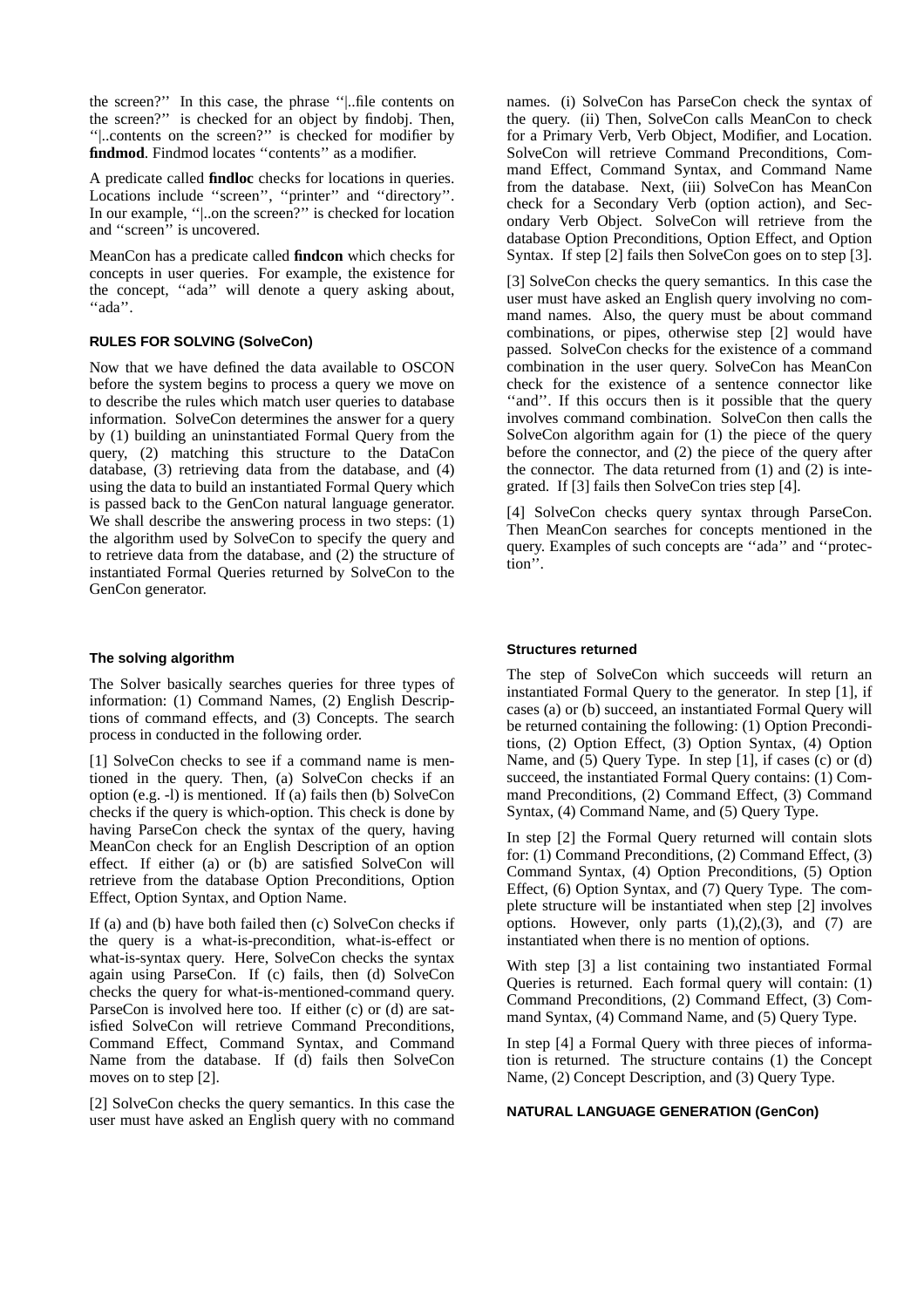the screen?'' In this case, the phrase ''|..file contents on the screen?'' is checked for an object by findobj. Then, ''|..contents on the screen?'' is checked for modifier by **findmod**. Findmod locates ''contents'' as a modifier.

A predicate called **findloc** checks for locations in queries. Locations include ''screen'', ''printer'' and ''directory''. In our example, ''|..on the screen?'' is checked for location and ''screen'' is uncovered.

MeanCon has a predicate called **findcon** which checks for concepts in user queries. For example, the existence for the concept, ''ada'' will denote a query asking about, ''ada''.

### RULES FOR SOLVING (SolveCon)

Now that we have defined the data available to OSCON before the system begins to process a query we move on to describe the rules which match user queries to database information. SolveCon determines the answer for a query by (1) building an uninstantiated Formal Query from the query, (2) matching this structure to the DataCon database, (3) retrieving data from the database, and (4) using the data to build an instantiated Formal Query which is passed back to the GenCon natural language generator. We shall describe the answering process in two steps: (1) the algorithm used by SolveCon to specify the query and to retrieve data from the database, and (2) the structure of instantiated Formal Queries returned by SolveCon to the GenCon generator.

#### The solving algorithm

The Solver basically searches queries for three types of information: (1) Command Names, (2) English Descriptions of command effects, and (3) Concepts. The search process in conducted in the following order.

[1] SolveCon checks to see if a command name is mentioned in the query. Then, (a) SolveCon checks if an option (e.g. -l) is mentioned. If (a) fails then (b) SolveCon checks if the query is which-option. This check is done by having ParseCon check the syntax of the query, having MeanCon check for an English Description of an option effect. If either (a) or (b) are satisfied SolveCon will retrieve from the database Option Preconditions, Option Effect, Option Syntax, and Option Name.

If (a) and (b) have both failed then (c) SolveCon checks if the query is a what-is-precondition, what-is-effect or what-is-syntax query. Here, SolveCon checks the syntax again using ParseCon. If (c) fails, then (d) SolveCon checks the query for what-is-mentioned-command query. ParseCon is involved here too. If either (c) or (d) are satisfied SolveCon will retrieve Command Preconditions, Command Effect, Command Syntax, and Command Name from the database. If (d) fails then SolveCon moves on to step [2].

[2] SolveCon checks the query semantics. In this case the user must have asked an English query with no command names. (i) SolveCon has ParseCon check the syntax of the query. (ii) Then, SolveCon calls MeanCon to check for a Primary Verb, Verb Object, Modifier, and Location. SolveCon will retrieve Command Preconditions, Command Effect, Command Syntax, and Command Name from the database. Next, (iii) SolveCon has MeanCon check for a Secondary Verb (option action), and Secondary Verb Object. SolveCon will retrieve from the database Option Preconditions, Option Effect, and Option Syntax. If step [2] fails then SolveCon goes on to step [3].

[3] SolveCon checks the query semantics. In this case the user must have asked an English query involving no command names. Also, the query must be about command combinations, or pipes, otherwise step [2] would have passed. SolveCon checks for the existence of a command combination in the user query. SolveCon has MeanCon check for the existence of a sentence connector like ''and''. If this occurs then is it possible that the query involves command combination. SolveCon then calls the SolveCon algorithm again for (1) the piece of the query before the connector, and (2) the piece of the query after the connector. The data returned from (1) and (2) is integrated. If [3] fails then SolveCon tries step [4].

[4] SolveCon checks query syntax through ParseCon. Then MeanCon searches for concepts mentioned in the query. Examples of such concepts are ''ada'' and ''protection''.

#### Structures returned

The step of SolveCon which succeeds will return an instantiated Formal Query to the generator. In step [1], if cases (a) or (b) succeed, an instantiated Formal Query will be returned containing the following: (1) Option Preconditions, (2) Option Effect, (3) Option Syntax, (4) Option Name, and (5) Query Type. In step [1], if cases (c) or (d) succeed, the instantiated Formal Query contains: (1) Command Preconditions, (2) Command Effect, (3) Command Syntax, (4) Command Name, and (5) Query Type.

In step [2] the Formal Query returned will contain slots for: (1) Command Preconditions, (2) Command Effect, (3) Command Syntax, (4) Option Preconditions, (5) Option Effect, (6) Option Syntax, and (7) Query Type. The complete structure will be instantiated when step [2] involves options. However, only parts (1),(2),(3), and (7) are instantiated when there is no mention of options.

With step [3] a list containing two instantiated Formal Queries is returned. Each formal query will contain: (1) Command Preconditions, (2) Command Effect, (3) Command Syntax, (4) Command Name, and (5) Query Type.

In step [4] a Formal Query with three pieces of information is returned. The structure contains (1) the Concept Name, (2) Concept Description, and (3) Query Type.

### NATURAL LANGUAGE GENERATION (GenCon)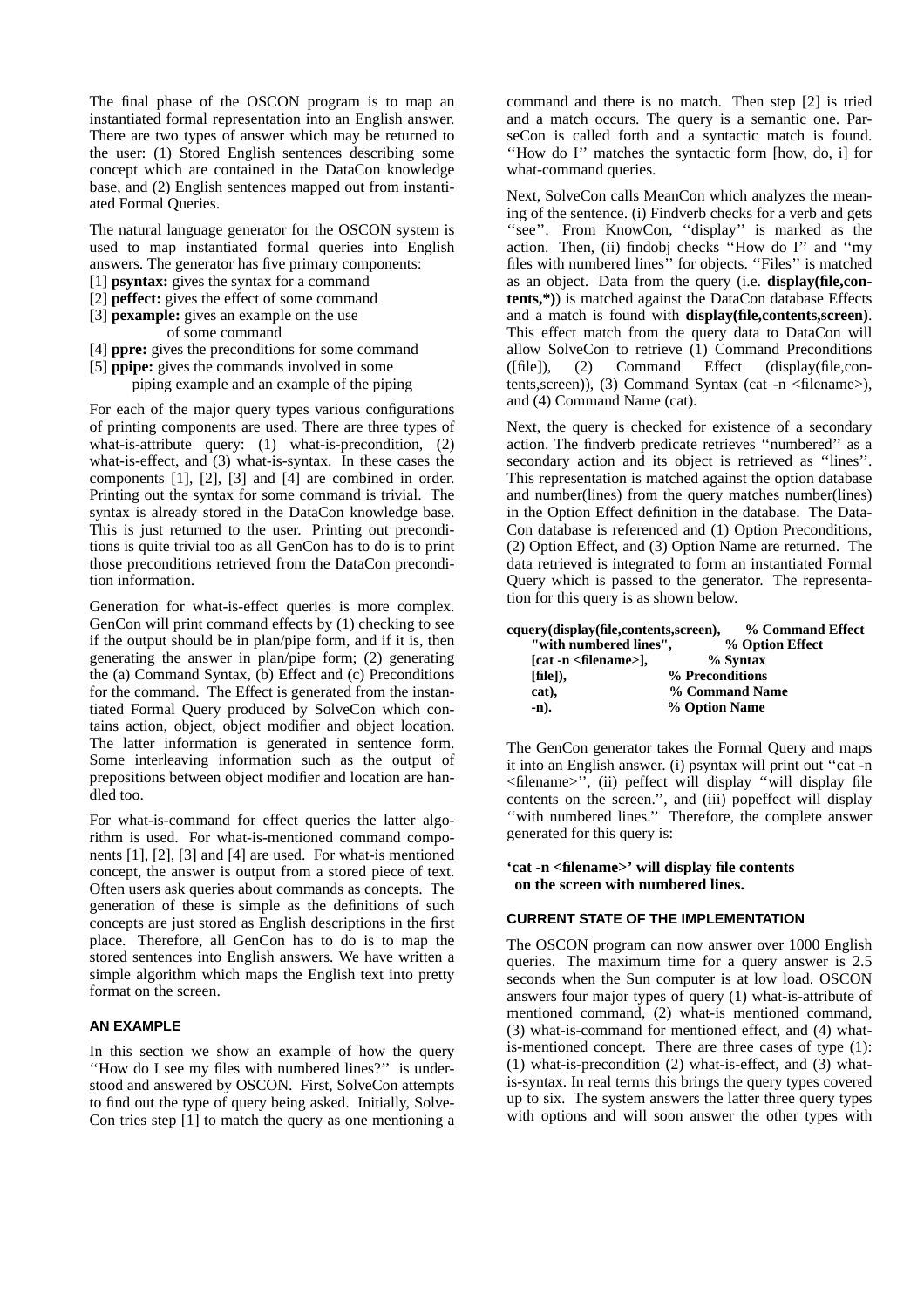The final phase of the OSCON program is to map an instantiated formal representation into an English answer. There are two types of answer which may be returned to the user: (1) Stored English sentences describing some concept which are contained in the DataCon knowledge base, and (2) English sentences mapped out from instantiated Formal Queries.

The natural language generator for the OSCON system is used to map instantiated formal queries into English answers. The generator has five primary components:

[1] **psyntax:** gives the syntax for a command
[2] **peffect:** gives the effect of some command
[3] **pexample:** gives an example on the use of some command
[4] **ppre:** gives the preconditions for some command
[5] **ppipe:** gives the commands involved in some piping example and an example of the piping

For each of the major query types various configurations of printing components are used. There are three types of what-is-attribute query: (1) what-is-precondition, (2) what-is-effect, and (3) what-is-syntax. In these cases the components [1], [2], [3] and [4] are combined in order. Printing out the syntax for some command is trivial. The syntax is already stored in the DataCon knowledge base. This is just returned to the user. Printing out preconditions is quite trivial too as all GenCon has to do is to print those preconditions retrieved from the DataCon precondition information.

Generation for what-is-effect queries is more complex. GenCon will print command effects by (1) checking to see if the output should be in plan/pipe form, and if it is, then generating the answer in plan/pipe form; (2) generating the (a) Command Syntax, (b) Effect and (c) Preconditions for the command. The Effect is generated from the instantiated Formal Query produced by SolveCon which contains action, object, object modifier and object location. The latter information is generated in sentence form. Some interleaving information such as the output of prepositions between object modifier and location are handled too.

For what-is-command for effect queries the latter algorithm is used. For what-is-mentioned command components [1], [2], [3] and [4] are used. For what-is mentioned concept, the answer is output from a stored piece of text. Often users ask queries about commands as concepts. The generation of these is simple as the definitions of such concepts are just stored as English descriptions in the first place. Therefore, all GenCon has to do is to map the stored sentences into English answers. We have written a simple algorithm which maps the English text into pretty format on the screen.

## AN EXAMPLE

In this section we show an example of how the query ''How do I see my files with numbered lines?'' is understood and answered by OSCON. First, SolveCon attempts to find out the type of query being asked. Initially, SolveCon tries step [1] to match the query as one mentioning a command and there is no match. Then step [2] is tried and a match occurs. The query is a semantic one. ParseCon is called forth and a syntactic match is found. ''How do I'' matches the syntactic form [how, do, i] for what-command queries.

Next, SolveCon calls MeanCon which analyzes the meaning of the sentence. (i) Findverb checks for a verb and gets ''see''. From KnowCon, ''display'' is marked as the action. Then, (ii) findobj checks ''How do I'' and ''my files with numbered lines'' for objects. ''Files'' is matched as an object. Data from the query (i.e. **display(file,contents,*)**) is matched against the DataCon database Effects and a match is found with **display(file,contents,screen)**. This effect match from the query data to DataCon will allow SolveCon to retrieve (1) Command Preconditions ([file]), (2) Command Effect (display(file,contents,screen)), (3) Command Syntax (cat -n <filename>), and (4) Command Name (cat).

Next, the query is checked for existence of a secondary action. The findverb predicate retrieves ''numbered'' as a secondary action and its object is retrieved as ''lines''. This representation is matched against the option database and number(lines) from the query matches number(lines) in the Option Effect definition in the database. The DataCon database is referenced and (1) Option Preconditions, (2) Option Effect, and (3) Option Name are returned. The data retrieved is integrated to form an instantiated Formal Query which is passed to the generator. The representation for this query is as shown below.

```
cquery(display(file,contents,screen),    % Command Effect
    "with numbered lines",               % Option Effect
    [cat -n <filename>],                 % Syntax
    [file]),                             % Preconditions
    cat),                                % Command Name
    -n).                                 % Option Name
```

The GenCon generator takes the Formal Query and maps it into an English answer. (i) psyntax will print out ''cat -n <filename>'', (ii) peffect will display ''will display file contents on the screen.'', and (iii) popeffect will display ''with numbered lines.'' Therefore, the complete answer generated for this query is:

**'cat -n <filename>' will display file contents on the screen with numbered lines.**

## CURRENT STATE OF THE IMPLEMENTATION

The OSCON program can now answer over 1000 English queries. The maximum time for a query answer is 2.5 seconds when the Sun computer is at low load. OSCON answers four major types of query (1) what-is-attribute of mentioned command, (2) what-is mentioned command, (3) what-is-command for mentioned effect, and (4) what-is-mentioned concept. There are three cases of type (1): (1) what-is-precondition (2) what-is-effect, and (3) what-is-syntax. In real terms this brings the query types covered up to six. The system answers the latter three query types with options and will soon answer the other types with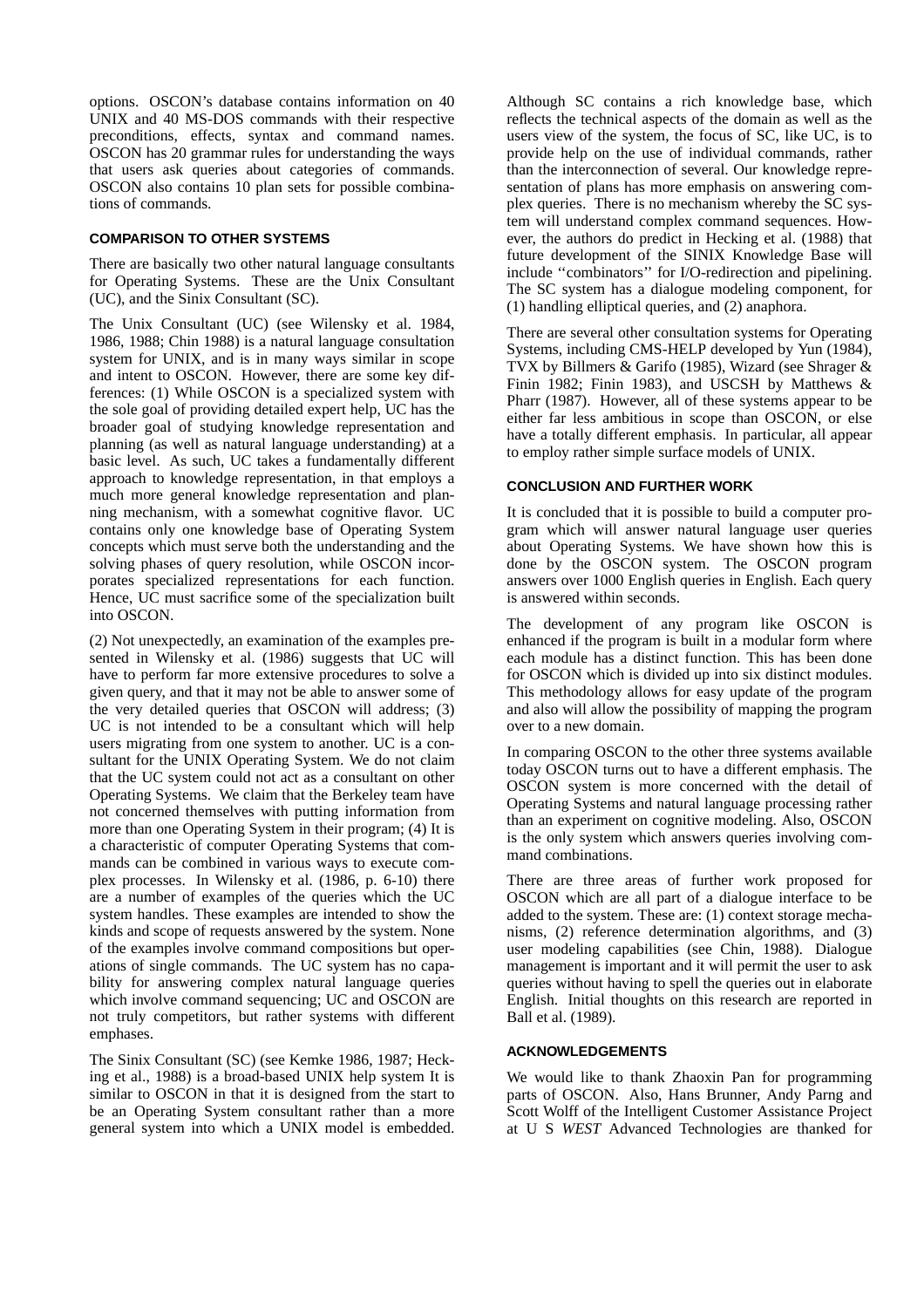options. OSCON's database contains information on 40 UNIX and 40 MS-DOS commands with their respective preconditions, effects, syntax and command names. OSCON has 20 grammar rules for understanding the ways that users ask queries about categories of commands. OSCON also contains 10 plan sets for possible combinations of commands.

### COMPARISON TO OTHER SYSTEMS

There are basically two other natural language consultants for Operating Systems. These are the Unix Consultant (UC), and the Sinix Consultant (SC).

The Unix Consultant (UC) (see Wilensky et al. 1984, 1986, 1988; Chin 1988) is a natural language consultation system for UNIX, and is in many ways similar in scope and intent to OSCON. However, there are some key differences: (1) While OSCON is a specialized system with the sole goal of providing detailed expert help, UC has the broader goal of studying knowledge representation and planning (as well as natural language understanding) at a basic level. As such, UC takes a fundamentally different approach to knowledge representation, in that employs a much more general knowledge representation and planning mechanism, with a somewhat cognitive flavor. UC contains only one knowledge base of Operating System concepts which must serve both the understanding and the solving phases of query resolution, while OSCON incorporates specialized representations for each function. Hence, UC must sacrifice some of the specialization built into OSCON.

(2) Not unexpectedly, an examination of the examples presented in Wilensky et al. (1986) suggests that UC will have to perform far more extensive procedures to solve a given query, and that it may not be able to answer some of the very detailed queries that OSCON will address; (3) UC is not intended to be a consultant which will help users migrating from one system to another. UC is a consultant for the UNIX Operating System. We do not claim that the UC system could not act as a consultant on other Operating Systems. We claim that the Berkeley team have not concerned themselves with putting information from more than one Operating System in their program; (4) It is a characteristic of computer Operating Systems that commands can be combined in various ways to execute complex processes. In Wilensky et al. (1986, p. 6-10) there are a number of examples of the queries which the UC system handles. These examples are intended to show the kinds and scope of requests answered by the system. None of the examples involve command compositions but operations of single commands. The UC system has no capability for answering complex natural language queries which involve command sequencing; UC and OSCON are not truly competitors, but rather systems with different emphases.

The Sinix Consultant (SC) (see Kemke 1986, 1987; Hecking et al., 1988) is a broad-based UNIX help system It is similar to OSCON in that it is designed from the start to be an Operating System consultant rather than a more general system into which a UNIX model is embedded. Although SC contains a rich knowledge base, which reflects the technical aspects of the domain as well as the users view of the system, the focus of SC, like UC, is to provide help on the use of individual commands, rather than the interconnection of several. Our knowledge representation of plans has more emphasis on answering complex queries. There is no mechanism whereby the SC system will understand complex command sequences. However, the authors do predict in Hecking et al. (1988) that future development of the SINIX Knowledge Base will include ''combinators'' for I/O-redirection and pipelining. The SC system has a dialogue modeling component, for (1) handling elliptical queries, and (2) anaphora.

There are several other consultation systems for Operating Systems, including CMS-HELP developed by Yun (1984), TVX by Billmers & Garifo (1985), Wizard (see Shrager & Finin 1982; Finin 1983), and USCSH by Matthews & Pharr (1987). However, all of these systems appear to be either far less ambitious in scope than OSCON, or else have a totally different emphasis. In particular, all appear to employ rather simple surface models of UNIX.

### CONCLUSION AND FURTHER WORK

It is concluded that it is possible to build a computer program which will answer natural language user queries about Operating Systems. We have shown how this is done by the OSCON system. The OSCON program answers over 1000 English queries in English. Each query is answered within seconds.

The development of any program like OSCON is enhanced if the program is built in a modular form where each module has a distinct function. This has been done for OSCON which is divided up into six distinct modules. This methodology allows for easy update of the program and also will allow the possibility of mapping the program over to a new domain.

In comparing OSCON to the other three systems available today OSCON turns out to have a different emphasis. The OSCON system is more concerned with the detail of Operating Systems and natural language processing rather than an experiment on cognitive modeling. Also, OSCON is the only system which answers queries involving command combinations.

There are three areas of further work proposed for OSCON which are all part of a dialogue interface to be added to the system. These are: (1) context storage mechanisms, (2) reference determination algorithms, and (3) user modeling capabilities (see Chin, 1988). Dialogue management is important and it will permit the user to ask queries without having to spell the queries out in elaborate English. Initial thoughts on this research are reported in Ball et al. (1989).

### ACKNOWLEDGEMENTS

We would like to thank Zhaoxin Pan for programming parts of OSCON. Also, Hans Brunner, Andy Parng and Scott Wolff of the Intelligent Customer Assistance Project at U S *WEST* Advanced Technologies are thanked for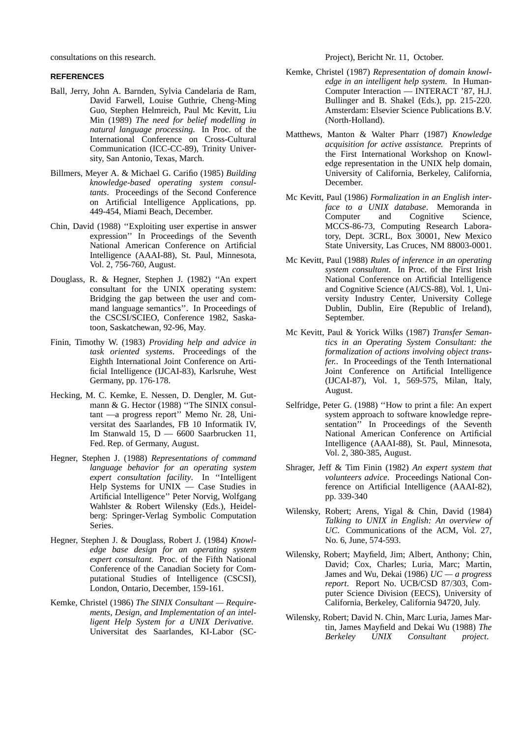consultations on this research.

## REFERENCES

Ball, Jerry, John A. Barnden, Sylvia Candelaria de Ram, David Farwell, Louise Guthrie, Cheng-Ming Guo, Stephen Helmreich, Paul Mc Kevitt, Liu Min (1989) *The need for belief modelling in natural language processing*. In Proc. of the International Conference on Cross-Cultural Communication (ICC-CC-89), Trinity University, San Antonio, Texas, March.

Billmers, Meyer A. & Michael G. Carifio (1985) *Building knowledge-based operating system consultants*. Proceedings of the Second Conference on Artificial Intelligence Applications, pp. 449-454, Miami Beach, December.

Chin, David (1988) ''Exploiting user expertise in answer expression'' In Proceedings of the Seventh National American Conference on Artificial Intelligence (AAAI-88), St. Paul, Minnesota, Vol. 2, 756-760, August.

Douglass, R. & Hegner, Stephen J. (1982) ''An expert consultant for the UNIX operating system: Bridging the gap between the user and command language semantics''. In Proceedings of the CSCSI/SCIEO, Conference 1982, Saskatoon, Saskatchewan, 92-96, May.

Finin, Timothy W. (1983) *Providing help and advice in task oriented systems*. Proceedings of the Eighth International Joint Conference on Artificial Intelligence (IJCAI-83), Karlsruhe, West Germany, pp. 176-178.

Hecking, M. C. Kemke, E. Nessen, D. Dengler, M. Gutmann & G. Hector (1988) ''The SINIX consultant —a progress report'' Memo Nr. 28, Universitat des Saarlandes, FB 10 Informatik IV, Im Stanwald 15, D — 6600 Saarbrucken 11, Fed. Rep. of Germany, August.

Hegner, Stephen J. (1988) *Representations of command language behavior for an operating system expert consultation facility*. In ''Intelligent Help Systems for UNIX — Case Studies in Artificial Intelligence'' Peter Norvig, Wolfgang Wahlster & Robert Wilensky (Eds.), Heidelberg: Springer-Verlag Symbolic Computation Series.

Hegner, Stephen J. & Douglass, Robert J. (1984) *Knowledge base design for an operating system expert consultant*. Proc. of the Fifth National Conference of the Canadian Society for Computational Studies of Intelligence (CSCSI), London, Ontario, December, 159-161.

Kemke, Christel (1986) *The SINIX Consultant — Requirements, Design, and Implementation of an intelligent Help System for a UNIX Derivative.* Universitat des Saarlandes, KI-Labor (SC-Project), Bericht Nr. 11, October.

Kemke, Christel (1987) *Representation of domain knowledge in an intelligent help system*. In Human-Computer Interaction — INTERACT '87, H.J. Bullinger and B. Shakel (Eds.), pp. 215-220. Amsterdam: Elsevier Science Publications B.V. (North-Holland).

Matthews, Manton & Walter Pharr (1987) *Knowledge acquisition for active assistance.* Preprints of the First International Workshop on Knowledge representation in the UNIX help domain, University of California, Berkeley, California, December.

Mc Kevitt, Paul (1986) *Formalization in an English interface to a UNIX database*. Memoranda in Computer and Cognitive Science, MCCS-86-73, Computing Research Laboratory, Dept. 3CRL, Box 30001, New Mexico State University, Las Cruces, NM 88003-0001.

Mc Kevitt, Paul (1988) *Rules of inference in an operating system consultant*. In Proc. of the First Irish National Conference on Artificial Intelligence and Cognitive Science (AI/CS-88), Vol. 1, University Industry Center, University College Dublin, Dublin, Eire (Republic of Ireland), September.

Mc Kevitt, Paul & Yorick Wilks (1987) *Transfer Semantics in an Operating System Consultant: the formalization of actions involving object transfer.*. In Proceedings of the Tenth International Joint Conference on Artificial Intelligence (IJCAI-87), Vol. 1, 569-575, Milan, Italy, August.

Selfridge, Peter G. (1988) ''How to print a file: An expert system approach to software knowledge representation'' In Proceedings of the Seventh National American Conference on Artificial Intelligence (AAAI-88), St. Paul, Minnesota, Vol. 2, 380-385, August.

Shrager, Jeff & Tim Finin (1982) *An expert system that volunteers advice*. Proceedings National Conference on Artificial Intelligence (AAAI-82), pp. 339-340

Wilensky, Robert; Arens, Yigal & Chin, David (1984) *Talking to UNIX in English: An overview of UC*. Communications of the ACM, Vol. 27, No. 6, June, 574-593.

Wilensky, Robert; Mayfield, Jim; Albert, Anthony; Chin, David; Cox, Charles; Luria, Marc; Martin, James and Wu, Dekai (1986) *UC — a progress report*. Report No. UCB/CSD 87/303, Computer Science Division (EECS), University of California, Berkeley, California 94720, July.

Wilensky, Robert; David N. Chin, Marc Luria, James Martin, James Mayfield and Dekai Wu (1988) *The Berkeley UNIX Consultant project*.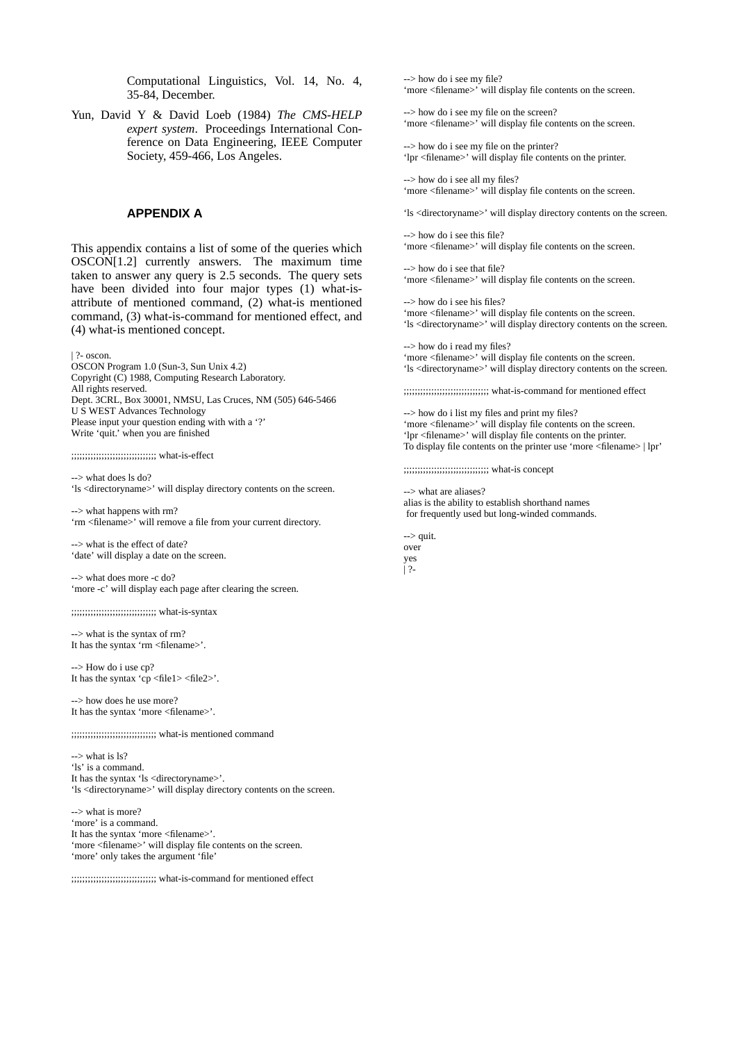Computational Linguistics, Vol. 14, No. 4, 35-84, December.

Yun, David Y & David Loeb (1984) *The CMS-HELP expert system*. Proceedings International Conference on Data Engineering, IEEE Computer Society, 459-466, Los Angeles.

## APPENDIX A

This appendix contains a list of some of the queries which OSCON[1.2] currently answers. The maximum time taken to answer any query is 2.5 seconds. The query sets have been divided into four major types (1) what-is-attribute of mentioned command, (2) what-is mentioned command, (3) what-is-command for mentioned effect, and (4) what-is mentioned concept.

```
| ?- oscon.
OSCON Program 1.0 (Sun-3, Sun Unix 4.2)
Copyright (C) 1988, Computing Research Laboratory.
All rights reserved.
Dept. 3CRL, Box 30001, NMSU, Las Cruces, NM (505) 646-5466
U S WEST Advances Technology
Please input your question ending with with a '?'
Write 'quit.' when you are finished

;;;;;;;;;;;;;;;;;;;;;;;;;;;;;;; what-is-effect

--> what does ls do?
'ls <directoryname>' will display directory contents on the screen.

--> what happens with rm?
'rm <filename>' will remove a file from your current directory.

--> what is the effect of date?
'date' will display a date on the screen.

--> what does more -c do?
'more -c' will display each page after clearing the screen.

;;;;;;;;;;;;;;;;;;;;;;;;;;;;;;; what-is-syntax

--> what is the syntax of rm?
It has the syntax 'rm <filename>'.

--> How do i use cp?
It has the syntax 'cp <file1> <file2>'.

--> how does he use more?
It has the syntax 'more <filename>'.

;;;;;;;;;;;;;;;;;;;;;;;;;;;;;;; what-is mentioned command

--> what is ls?
'ls' is a command.
It has the syntax 'ls <directoryname>'.
'ls <directoryname>' will display directory contents on the screen.

--> what is more?
'more' is a command.
It has the syntax 'more <filename>'.
'more <filename>' will display file contents on the screen.
'more' only takes the argument 'file'

;;;;;;;;;;;;;;;;;;;;;;;;;;;;;;; what-is-command for mentioned effect

--> how do i see my file?
'more <filename>' will display file contents on the screen.

--> how do i see my file on the screen?
'more <filename>' will display file contents on the screen.

--> how do i see my file on the printer?
'lpr <filename>' will display file contents on the printer.

--> how do i see all my files?
'more <filename>' will display file contents on the screen.

'ls <directoryname>' will display directory contents on the screen.

--> how do i see this file?
'more <filename>' will display file contents on the screen.

--> how do i see that file?
'more <filename>' will display file contents on the screen.

--> how do i see his files?
'more <filename>' will display file contents on the screen.
'ls <directoryname>' will display directory contents on the screen.

--> how do i read my files?
'more <filename>' will display file contents on the screen.
'ls <directoryname>' will display directory contents on the screen.

;;;;;;;;;;;;;;;;;;;;;;;;;;;;;;; what-is-command for mentioned effect

--> how do i list my files and print my files?
'more <filename>' will display file contents on the screen.
'lpr <filename>' will display file contents on the printer.
To display file contents on the printer use 'more <filename> | lpr'

;;;;;;;;;;;;;;;;;;;;;;;;;;;;;;; what-is concept

--> what are aliases?
alias is the ability to establish shorthand names
 for frequently used but long-winded commands.

--> quit.
over
yes
| ?-
```